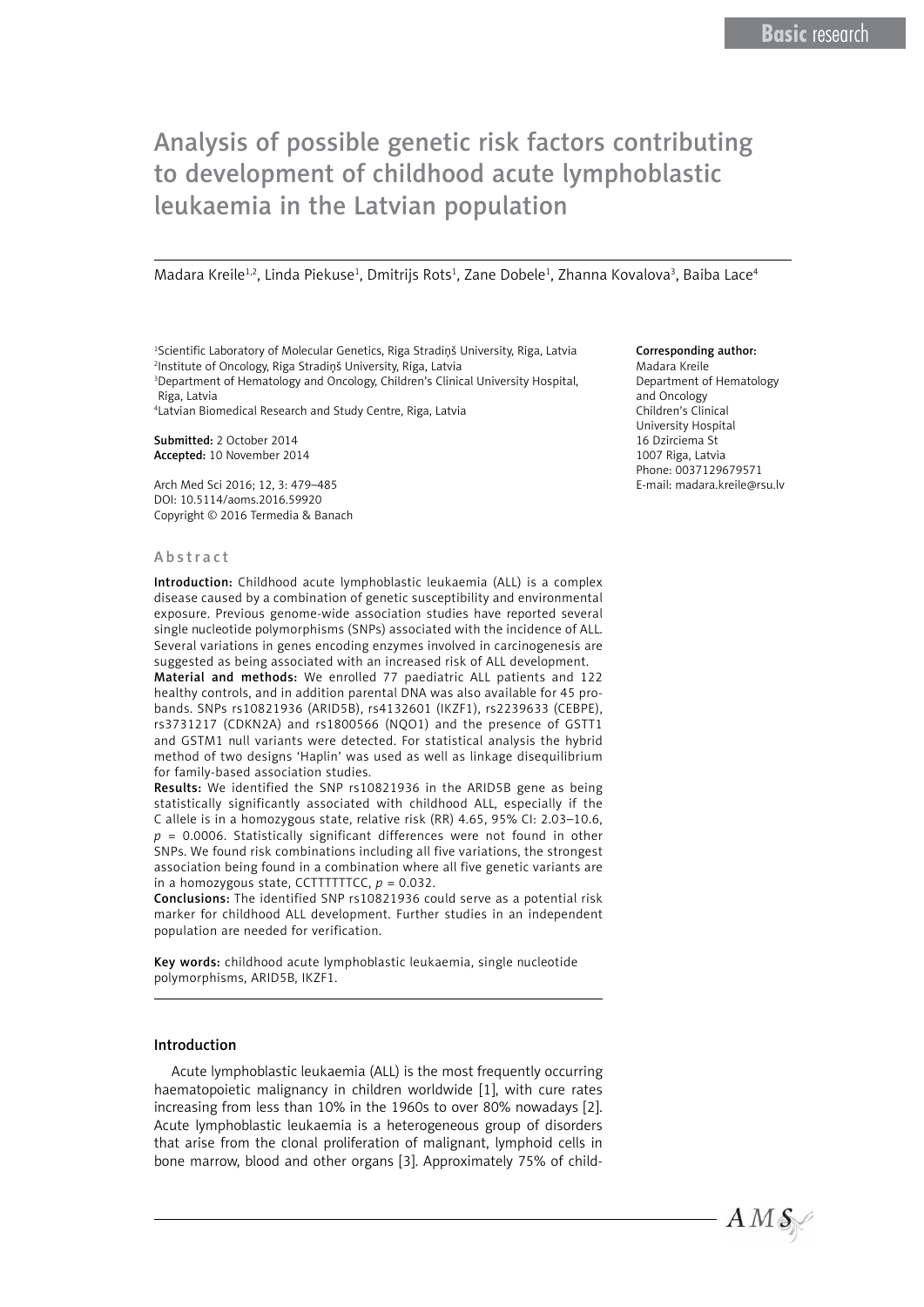# Analysis of possible genetic risk factors contributing to development of childhood acute lymphoblastic leukaemia in the Latvian population

Madara Kreile[1,2], Linda Piekuse[1], Dmitrijs Rots[1], Zane Dobele[1], Zhanna Kovalova[3], Baiba Lace[4]

[1]Scientific Laboratory of Molecular Genetics, Riga Stradiņš University, Riga, Latvia
[2]Institute of Oncology, Riga Stradiņš University, Riga, Latvia
[3]Department of Hematology and Oncology, Children's Clinical University Hospital, Riga, Latvia
[4]Latvian Biomedical Research and Study Centre, Riga, Latvia

**Submitted:** 2 October 2014
**Accepted:** 10 November 2014

Arch Med Sci 2016; 12, 3: 479–485
DOI: 10.5114/aoms.2016.59920
Copyright © 2016 Termedia & Banach

**Corresponding author:**
Madara Kreile
Department of Hematology and Oncology
Children's Clinical University Hospital
16 Dzirciema St
1007 Riga, Latvia
Phone: 0037129679571
E-mail: madara.kreile@rsu.lv

## Abstract

**Introduction:** Childhood acute lymphoblastic leukaemia (ALL) is a complex disease caused by a combination of genetic susceptibility and environmental exposure. Previous genome-wide association studies have reported several single nucleotide polymorphisms (SNPs) associated with the incidence of ALL. Several variations in genes encoding enzymes involved in carcinogenesis are suggested as being associated with an increased risk of ALL development.

**Material and methods:** We enrolled 77 paediatric ALL patients and 122 healthy controls, and in addition parental DNA was also available for 45 probands. SNPs rs10821936 (ARID5B), rs4132601 (IKZF1), rs2239633 (CEBPE), rs3731217 (CDKN2A) and rs1800566 (NQO1) and the presence of GSTT1 and GSTM1 null variants were detected. For statistical analysis the hybrid method of two designs 'Haplin' was used as well as linkage disequilibrium for family-based association studies.

**Results:** We identified the SNP rs10821936 in the ARID5B gene as being statistically significantly associated with childhood ALL, especially if the C allele is in a homozygous state, relative risk (RR) 4.65, 95% CI: 2.03–10.6, $p = 0.0006$. Statistically significant differences were not found in other SNPs. We found risk combinations including all five variations, the strongest association being found in a combination where all five genetic variants are in a homozygous state, CCTTTTTTCC, $p = 0.032$.

**Conclusions:** The identified SNP rs10821936 could serve as a potential risk marker for childhood ALL development. Further studies in an independent population are needed for verification.

**Key words:** childhood acute lymphoblastic leukaemia, single nucleotide polymorphisms, ARID5B, IKZF1.

## Introduction

Acute lymphoblastic leukaemia (ALL) is the most frequently occurring haematopoietic malignancy in children worldwide [1], with cure rates increasing from less than 10% in the 1960s to over 80% nowadays [2]. Acute lymphoblastic leukaemia is a heterogeneous group of disorders that arise from the clonal proliferation of malignant, lymphoid cells in bone marrow, blood and other organs [3]. Approximately 75% of child-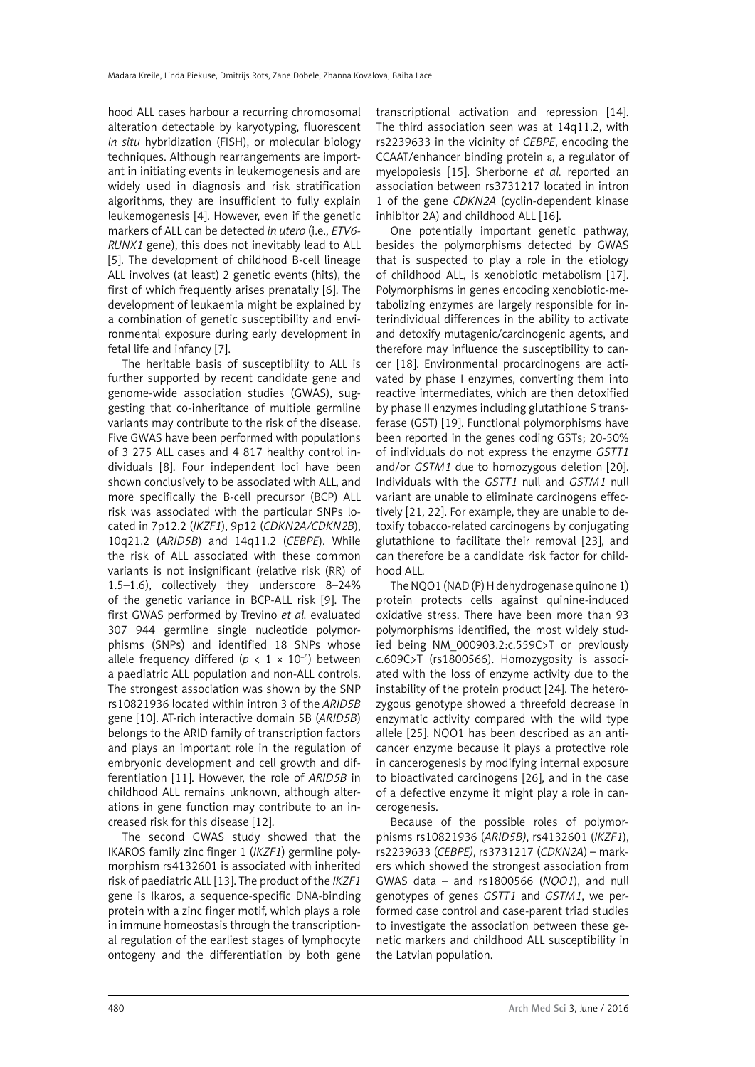hood ALL cases harbour a recurring chromosomal alteration detectable by karyotyping, fluorescent *in situ* hybridization (FISH), or molecular biology techniques. Although rearrangements are important in initiating events in leukemogenesis and are widely used in diagnosis and risk stratification algorithms, they are insufficient to fully explain leukemogenesis [4]. However, even if the genetic markers of ALL can be detected *in utero* (i.e., *ETV6-RUNX1* gene), this does not inevitably lead to ALL [5]. The development of childhood B-cell lineage ALL involves (at least) 2 genetic events (hits), the first of which frequently arises prenatally [6]. The development of leukaemia might be explained by a combination of genetic susceptibility and environmental exposure during early development in fetal life and infancy [7].

The heritable basis of susceptibility to ALL is further supported by recent candidate gene and genome-wide association studies (GWAS), suggesting that co-inheritance of multiple germline variants may contribute to the risk of the disease. Five GWAS have been performed with populations of 3 275 ALL cases and 4 817 healthy control individuals [8]. Four independent loci have been shown conclusively to be associated with ALL, and more specifically the B-cell precursor (BCP) ALL risk was associated with the particular SNPs located in 7p12.2 (*IKZF1*), 9p12 (*CDKN2A/CDKN2B*), 10q21.2 (*ARID5B*) and 14q11.2 (*CEBPE*). While the risk of ALL associated with these common variants is not insignificant (relative risk (RR) of 1.5–1.6), collectively they underscore 8–24% of the genetic variance in BCP-ALL risk [9]. The first GWAS performed by Trevino *et al.* evaluated 307 944 germline single nucleotide polymorphisms (SNPs) and identified 18 SNPs whose allele frequency differed ($p < 1 \times 10^{-5}$) between a paediatric ALL population and non-ALL controls. The strongest association was shown by the SNP rs10821936 located within intron 3 of the *ARID5B* gene [10]. AT-rich interactive domain 5B (*ARID5B*) belongs to the ARID family of transcription factors and plays an important role in the regulation of embryonic development and cell growth and differentiation [11]. However, the role of *ARID5B* in childhood ALL remains unknown, although alterations in gene function may contribute to an increased risk for this disease [12].

The second GWAS study showed that the IKAROS family zinc finger 1 (*IKZF1*) germline polymorphism rs4132601 is associated with inherited risk of paediatric ALL [13]. The product of the *IKZF1* gene is Ikaros, a sequence-specific DNA-binding protein with a zinc finger motif, which plays a role in immune homeostasis through the transcriptional regulation of the earliest stages of lymphocyte ontogeny and the differentiation by both gene transcriptional activation and repression [14]. The third association seen was at 14q11.2, with rs2239633 in the vicinity of *CEBPE*, encoding the CCAAT/enhancer binding protein ε, a regulator of myelopoiesis [15]. Sherborne *et al.* reported an association between rs3731217 located in intron 1 of the gene *CDKN2A* (cyclin-dependent kinase inhibitor 2A) and childhood ALL [16].

One potentially important genetic pathway, besides the polymorphisms detected by GWAS that is suspected to play a role in the etiology of childhood ALL, is xenobiotic metabolism [17]. Polymorphisms in genes encoding xenobiotic-metabolizing enzymes are largely responsible for interindividual differences in the ability to activate and detoxify mutagenic/carcinogenic agents, and therefore may influence the susceptibility to cancer [18]. Environmental procarcinogens are activated by phase I enzymes, converting them into reactive intermediates, which are then detoxified by phase II enzymes including glutathione S transferase (GST) [19]. Functional polymorphisms have been reported in the genes coding GSTs; 20-50% of individuals do not express the enzyme *GSTT1* and/or *GSTM1* due to homozygous deletion [20]. Individuals with the *GSTT1* null and *GSTM1* null variant are unable to eliminate carcinogens effectively [21, 22]. For example, they are unable to detoxify tobacco-related carcinogens by conjugating glutathione to facilitate their removal [23], and can therefore be a candidate risk factor for childhood ALL.

The NQO1 (NAD (P) H dehydrogenase quinone 1) protein protects cells against quinine-induced oxidative stress. There have been more than 93 polymorphisms identified, the most widely studied being NM_000903.2:c.559C>T or previously c.609C>T (rs1800566). Homozygosity is associated with the loss of enzyme activity due to the instability of the protein product [24]. The heterozygous genotype showed a threefold decrease in enzymatic activity compared with the wild type allele [25]. NQO1 has been described as an anticancer enzyme because it plays a protective role in cancerogenesis by modifying internal exposure to bioactivated carcinogens [26], and in the case of a defective enzyme it might play a role in cancerogenesis.

Because of the possible roles of polymorphisms rs10821936 (*ARID5B*), rs4132601 (*IKZF1*), rs2239633 (*CEBPE*), rs3731217 (*CDKN2A*) – markers which showed the strongest association from GWAS data – and rs1800566 (*NQO1*), and null genotypes of genes *GSTT1* and *GSTM1*, we performed case control and case-parent triad studies to investigate the association between these genetic markers and childhood ALL susceptibility in the Latvian population.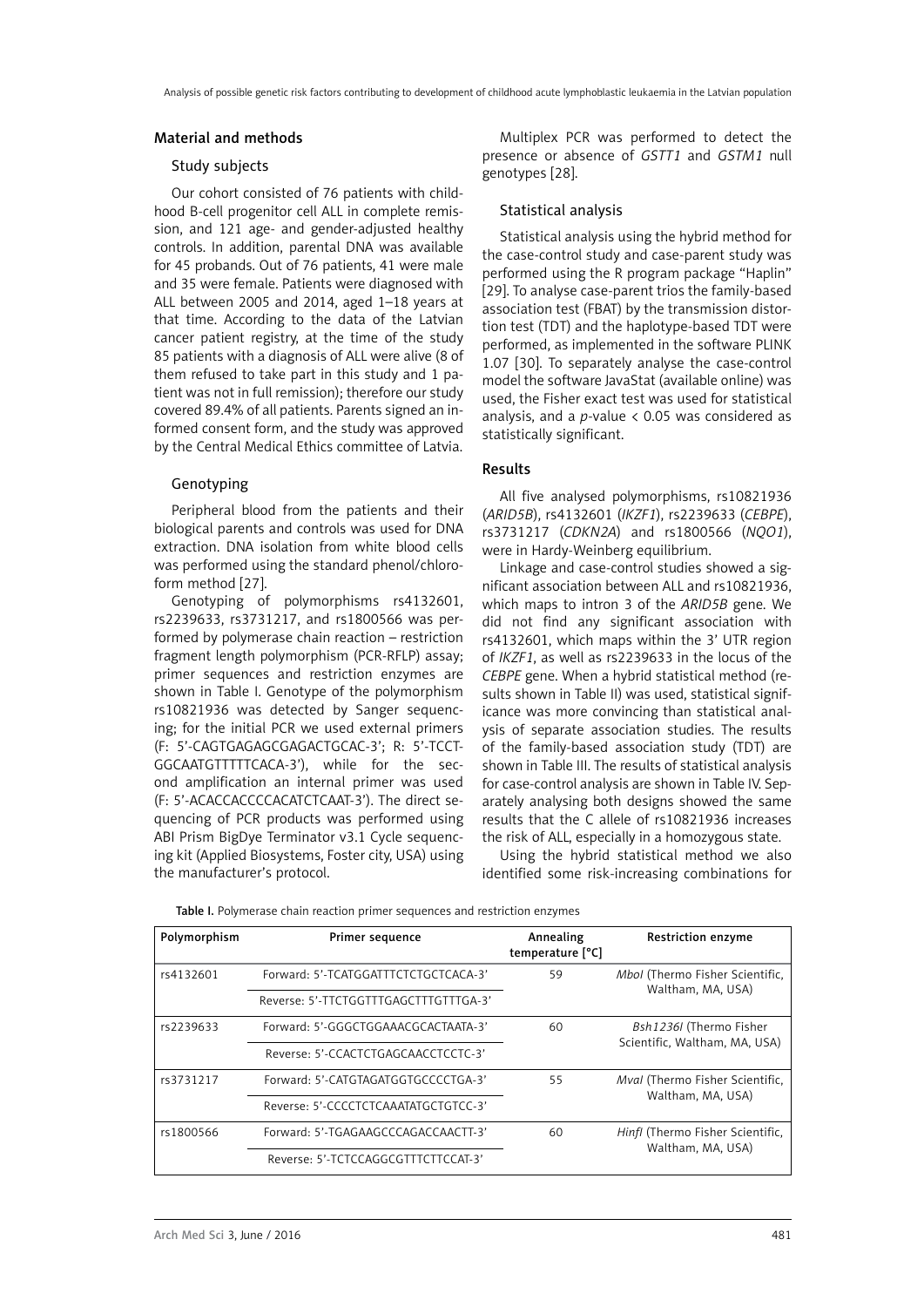## Material and methods

### Study subjects

Our cohort consisted of 76 patients with childhood B-cell progenitor cell ALL in complete remission, and 121 age- and gender-adjusted healthy controls. In addition, parental DNA was available for 45 probands. Out of 76 patients, 41 were male and 35 were female. Patients were diagnosed with ALL between 2005 and 2014, aged 1–18 years at that time. According to the data of the Latvian cancer patient registry, at the time of the study 85 patients with a diagnosis of ALL were alive (8 of them refused to take part in this study and 1 patient was not in full remission); therefore our study covered 89.4% of all patients. Parents signed an informed consent form, and the study was approved by the Central Medical Ethics committee of Latvia.

### Genotyping

Peripheral blood from the patients and their biological parents and controls was used for DNA extraction. DNA isolation from white blood cells was performed using the standard phenol/chloroform method [27].

Genotyping of polymorphisms rs4132601, rs2239633, rs3731217, and rs1800566 was performed by polymerase chain reaction – restriction fragment length polymorphism (PCR-RFLP) assay; primer sequences and restriction enzymes are shown in Table I. Genotype of the polymorphism rs10821936 was detected by Sanger sequencing; for the initial PCR we used external primers (F: 5'-CAGTGAGAGCGAGACTGCAC-3'; R: 5'-TCCTGGCAATGTTTTTCACA-3'), while for the second amplification an internal primer was used (F: 5'-ACACCACCCCACATCTCAAT-3'). The direct sequencing of PCR products was performed using ABI Prism BigDye Terminator v3.1 Cycle sequencing kit (Applied Biosystems, Foster city, USA) using the manufacturer's protocol.

Multiplex PCR was performed to detect the presence or absence of *GSTT1* and *GSTM1* null genotypes [28].

### Statistical analysis

Statistical analysis using the hybrid method for the case-control study and case-parent study was performed using the R program package "Haplin" [29]. To analyse case-parent trios the family-based association test (FBAT) by the transmission distortion test (TDT) and the haplotype-based TDT were performed, as implemented in the software PLINK 1.07 [30]. To separately analyse the case-control model the software JavaStat (available online) was used, the Fisher exact test was used for statistical analysis, and a $p$-value $< 0.05$ was considered as statistically significant.

## Results

All five analysed polymorphisms, rs10821936 (*ARID5B*), rs4132601 (*IKZF1*), rs2239633 (*CEBPE*), rs3731217 (*CDKN2A*) and rs1800566 (*NQO1*), were in Hardy-Weinberg equilibrium.

Linkage and case-control studies showed a significant association between ALL and rs10821936, which maps to intron 3 of the *ARID5B* gene. We did not find any significant association with rs4132601, which maps within the 3' UTR region of *IKZF1*, as well as rs2239633 in the locus of the *CEBPE* gene. When a hybrid statistical method (results shown in Table II) was used, statistical significance was more convincing than statistical analysis of separate association studies. The results of the family-based association study (TDT) are shown in Table III. The results of statistical analysis for case-control analysis are shown in Table IV. Separately analysing both designs showed the same results that the C allele of rs10821936 increases the risk of ALL, especially in a homozygous state.

Using the hybrid statistical method we also identified some risk-increasing combinations for

**Table I.** Polymerase chain reaction primer sequences and restriction enzymes

| Polymorphism | Primer sequence | Annealing temperature [°C] | Restriction enzyme |
|---|---|---|---|
| rs4132601 | Forward: 5'-TCATGGATTTCTCTGCTCACA-3' | 59 | *MboI* (Thermo Fisher Scientific, Waltham, MA, USA) |
| | Reverse: 5'-TTCTGGTTTGAGCTTTGTTTGA-3' | | |
| rs2239633 | Forward: 5'-GGGCTGGAAACGCACTAATA-3' | 60 | *Bsh1236I* (Thermo Fisher Scientific, Waltham, MA, USA) |
| | Reverse: 5'-CCACTCTGAGCAACCTCCTC-3' | | |
| rs3731217 | Forward: 5'-CATGTAGATGGTGCCCCTGA-3' | 55 | *MvaI* (Thermo Fisher Scientific, Waltham, MA, USA) |
| | Reverse: 5'-CCCCTCTCAAATATGCTGTCC-3' | | |
| rs1800566 | Forward: 5'-TGAGAAGCCCAGACCAACTT-3' | 60 | *HinfI* (Thermo Fisher Scientific, Waltham, MA, USA) |
| | Reverse: 5'-TCTCCAGGCGTTTCTTCCAT-3' | | |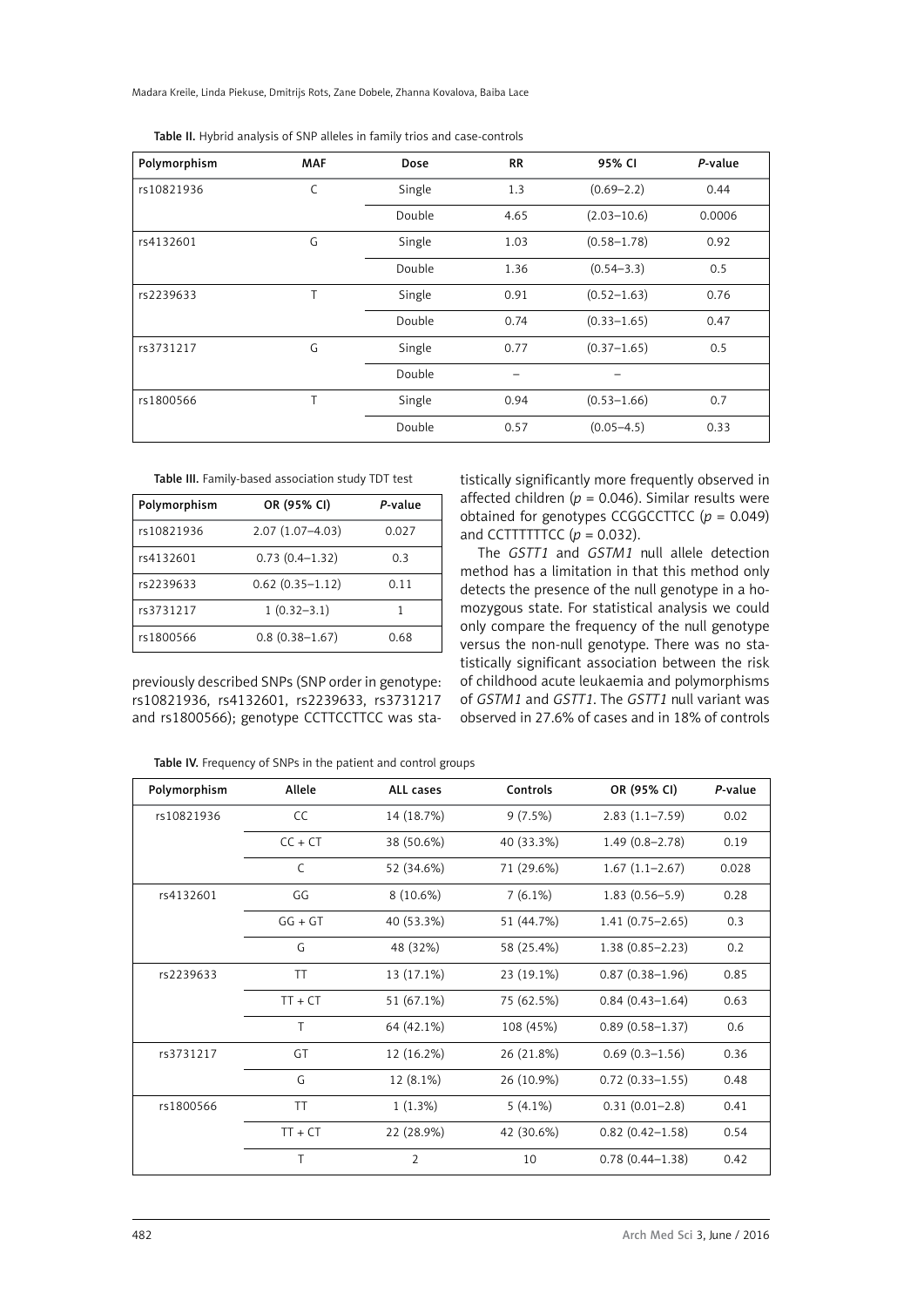Table II. Hybrid analysis of SNP alleles in family trios and case-controls

| Polymorphism | MAF | Dose | RR | 95% CI | *P*-value |
|---|---|---|---|---|---|
| rs10821936 | C | Single | 1.3 | (0.69–2.2) | 0.44 |
| | | Double | 4.65 | (2.03–10.6) | 0.0006 |
| rs4132601 | G | Single | 1.03 | (0.58–1.78) | 0.92 |
| | | Double | 1.36 | (0.54–3.3) | 0.5 |
| rs2239633 | T | Single | 0.91 | (0.52–1.63) | 0.76 |
| | | Double | 0.74 | (0.33–1.65) | 0.47 |
| rs3731217 | G | Single | 0.77 | (0.37–1.65) | 0.5 |
| | | Double | – | – | |
| rs1800566 | T | Single | 0.94 | (0.53–1.66) | 0.7 |
| | | Double | 0.57 | (0.05–4.5) | 0.33 |

Table III. Family-based association study TDT test

| Polymorphism | OR (95% CI) | *P*-value |
|---|---|---|
| rs10821936 | 2.07 (1.07–4.03) | 0.027 |
| rs4132601 | 0.73 (0.4–1.32) | 0.3 |
| rs2239633 | 0.62 (0.35–1.12) | 0.11 |
| rs3731217 | 1 (0.32–3.1) | 1 |
| rs1800566 | 0.8 (0.38–1.67) | 0.68 |

previously described SNPs (SNP order in genotype: rs10821936, rs4132601, rs2239633, rs3731217 and rs1800566); genotype CCTTCCTTCC was statistically significantly more frequently observed in affected children ($p = 0.046$). Similar results were obtained for genotypes CCGGCCTTCC ($p = 0.049$) and CCTTTTTTCC ($p = 0.032$).

The *GSTT1* and *GSTM1* null allele detection method has a limitation in that this method only detects the presence of the null genotype in a homozygous state. For statistical analysis we could only compare the frequency of the null genotype versus the non-null genotype. There was no statistically significant association between the risk of childhood acute leukaemia and polymorphisms of *GSTM1* and *GSTT1*. The *GSTT1* null variant was observed in 27.6% of cases and in 18% of controls

Table IV. Frequency of SNPs in the patient and control groups

| Polymorphism | Allele | ALL cases | Controls | OR (95% CI) | *P*-value |
|---|---|---|---|---|---|
| rs10821936 | CC | 14 (18.7%) | 9 (7.5%) | 2.83 (1.1–7.59) | 0.02 |
| | CC + CT | 38 (50.6%) | 40 (33.3%) | 1.49 (0.8–2.78) | 0.19 |
| | C | 52 (34.6%) | 71 (29.6%) | 1.67 (1.1–2.67) | 0.028 |
| rs4132601 | GG | 8 (10.6%) | 7 (6.1%) | 1.83 (0.56–5.9) | 0.28 |
| | GG + GT | 40 (53.3%) | 51 (44.7%) | 1.41 (0.75–2.65) | 0.3 |
| | G | 48 (32%) | 58 (25.4%) | 1.38 (0.85–2.23) | 0.2 |
| rs2239633 | TT | 13 (17.1%) | 23 (19.1%) | 0.87 (0.38–1.96) | 0.85 |
| | TT + CT | 51 (67.1%) | 75 (62.5%) | 0.84 (0.43–1.64) | 0.63 |
| | T | 64 (42.1%) | 108 (45%) | 0.89 (0.58–1.37) | 0.6 |
| rs3731217 | GT | 12 (16.2%) | 26 (21.8%) | 0.69 (0.3–1.56) | 0.36 |
| | G | 12 (8.1%) | 26 (10.9%) | 0.72 (0.33–1.55) | 0.48 |
| rs1800566 | TT | 1 (1.3%) | 5 (4.1%) | 0.31 (0.01–2.8) | 0.41 |
| | TT + CT | 22 (28.9%) | 42 (30.6%) | 0.82 (0.42–1.58) | 0.54 |
| | T | 2 | 10 | 0.78 (0.44–1.38) | 0.42 |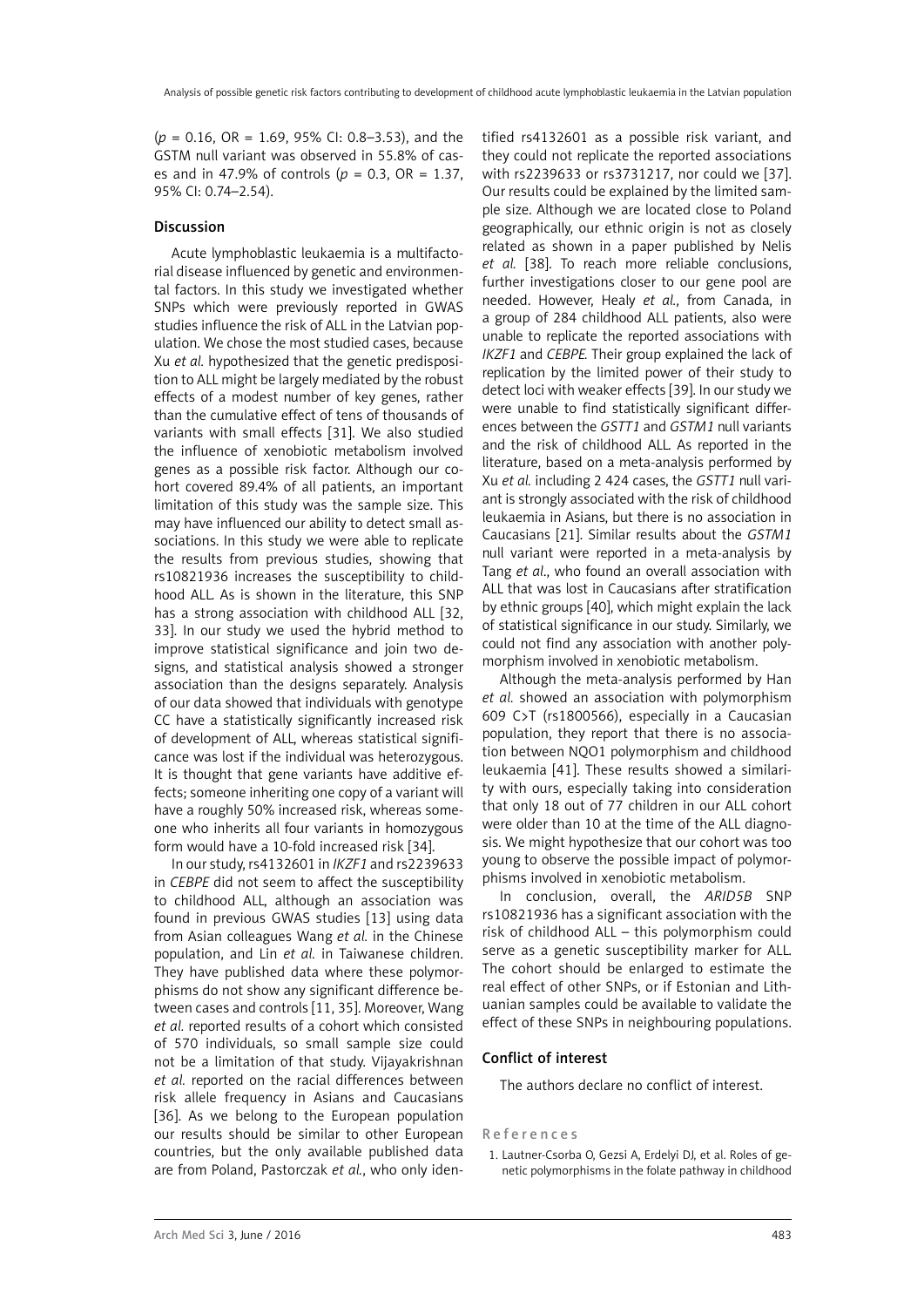($p = 0.16$, OR = 1.69, 95% CI: 0.8–3.53), and the GSTM null variant was observed in 55.8% of cases and in 47.9% of controls ($p = 0.3$, OR = 1.37, 95% CI: 0.74–2.54).

## Discussion

Acute lymphoblastic leukaemia is a multifactorial disease influenced by genetic and environmental factors. In this study we investigated whether SNPs which were previously reported in GWAS studies influence the risk of ALL in the Latvian population. We chose the most studied cases, because Xu *et al.* hypothesized that the genetic predisposition to ALL might be largely mediated by the robust effects of a modest number of key genes, rather than the cumulative effect of tens of thousands of variants with small effects [31]. We also studied the influence of xenobiotic metabolism involved genes as a possible risk factor. Although our cohort covered 89.4% of all patients, an important limitation of this study was the sample size. This may have influenced our ability to detect small associations. In this study we were able to replicate the results from previous studies, showing that rs10821936 increases the susceptibility to childhood ALL. As is shown in the literature, this SNP has a strong association with childhood ALL [32, 33]. In our study we used the hybrid method to improve statistical significance and join two designs, and statistical analysis showed a stronger association than the designs separately. Analysis of our data showed that individuals with genotype CC have a statistically significantly increased risk of development of ALL, whereas statistical significance was lost if the individual was heterozygous. It is thought that gene variants have additive effects; someone inheriting one copy of a variant will have a roughly 50% increased risk, whereas someone who inherits all four variants in homozygous form would have a 10-fold increased risk [34].

In our study, rs4132601 in *IKZF1* and rs2239633 in *CEBPE* did not seem to affect the susceptibility to childhood ALL, although an association was found in previous GWAS studies [13] using data from Asian colleagues Wang *et al.* in the Chinese population, and Lin *et al.* in Taiwanese children. They have published data where these polymorphisms do not show any significant difference between cases and controls [11, 35]. Moreover, Wang *et al.* reported results of a cohort which consisted of 570 individuals, so small sample size could not be a limitation of that study. Vijayakrishnan *et al.* reported on the racial differences between risk allele frequency in Asians and Caucasians [36]. As we belong to the European population our results should be similar to other European countries, but the only available published data are from Poland, Pastorczak *et al.*, who only identified rs4132601 as a possible risk variant, and they could not replicate the reported associations with rs2239633 or rs3731217, nor could we [37]. Our results could be explained by the limited sample size. Although we are located close to Poland geographically, our ethnic origin is not as closely related as shown in a paper published by Nelis *et al.* [38]. To reach more reliable conclusions, further investigations closer to our gene pool are needed. However, Healy *et al.*, from Canada, in a group of 284 childhood ALL patients, also were unable to replicate the reported associations with *IKZF1* and *CEBPE*. Their group explained the lack of replication by the limited power of their study to detect loci with weaker effects [39]. In our study we were unable to find statistically significant differences between the *GSTT1* and *GSTM1* null variants and the risk of childhood ALL. As reported in the literature, based on a meta-analysis performed by Xu *et al.* including 2 424 cases, the *GSTT1* null variant is strongly associated with the risk of childhood leukaemia in Asians, but there is no association in Caucasians [21]. Similar results about the *GSTM1* null variant were reported in a meta-analysis by Tang *et al.*, who found an overall association with ALL that was lost in Caucasians after stratification by ethnic groups [40], which might explain the lack of statistical significance in our study. Similarly, we could not find any association with another polymorphism involved in xenobiotic metabolism.

Although the meta-analysis performed by Han *et al.* showed an association with polymorphism 609 C>T (rs1800566), especially in a Caucasian population, they report that there is no association between NQO1 polymorphism and childhood leukaemia [41]. These results showed a similarity with ours, especially taking into consideration that only 18 out of 77 children in our ALL cohort were older than 10 at the time of the ALL diagnosis. We might hypothesize that our cohort was too young to observe the possible impact of polymorphisms involved in xenobiotic metabolism.

In conclusion, overall, the *ARID5B* SNP rs10821936 has a significant association with the risk of childhood ALL – this polymorphism could serve as a genetic susceptibility marker for ALL. The cohort should be enlarged to estimate the real effect of other SNPs, or if Estonian and Lithuanian samples could be available to validate the effect of these SNPs in neighbouring populations.

## Conflict of interest

The authors declare no conflict of interest.

## References

1. Lautner-Csorba O, Gezsi A, Erdelyi DJ, et al. Roles of genetic polymorphisms in the folate pathway in childhood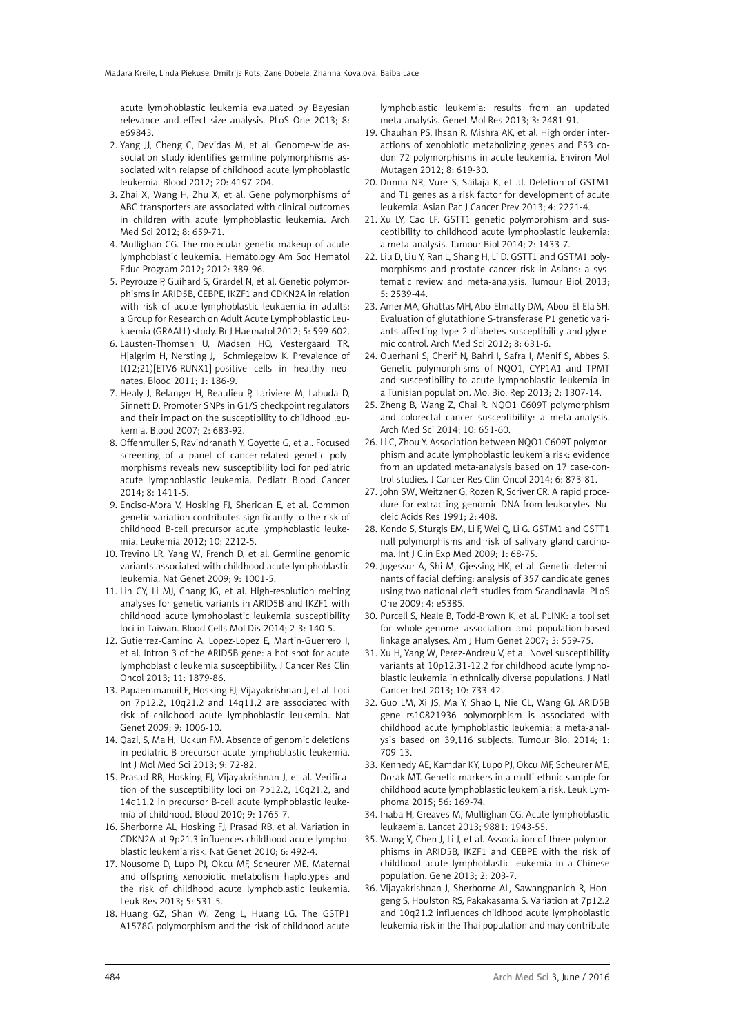acute lymphoblastic leukemia evaluated by Bayesian relevance and effect size analysis. PLoS One 2013; 8: e69843.

2. Yang JJ, Cheng C, Devidas M, et al. Genome-wide association study identifies germline polymorphisms associated with relapse of childhood acute lymphoblastic leukemia. Blood 2012; 20: 4197-204.
3. Zhai X, Wang H, Zhu X, et al. Gene polymorphisms of ABC transporters are associated with clinical outcomes in children with acute lymphoblastic leukemia. Arch Med Sci 2012; 8: 659-71.
4. Mullighan CG. The molecular genetic makeup of acute lymphoblastic leukemia. Hematology Am Soc Hematol Educ Program 2012; 2012: 389-96.
5. Peyrouze P, Guihard S, Grardel N, et al. Genetic polymorphisms in ARID5B, CEBPE, IKZF1 and CDKN2A in relation with risk of acute lymphoblastic leukaemia in adults: a Group for Research on Adult Acute Lymphoblastic Leukaemia (GRAALL) study. Br J Haematol 2012; 5: 599-602.
6. Lausten-Thomsen U, Madsen HO, Vestergaard TR, Hjalgrim H, Nersting J, Schmiegelow K. Prevalence of t(12;21)[ETV6-RUNX1]-positive cells in healthy neonates. Blood 2011; 1: 186-9.
7. Healy J, Belanger H, Beaulieu P, Lariviere M, Labuda D, Sinnett D. Promoter SNPs in G1/S checkpoint regulators and their impact on the susceptibility to childhood leukemia. Blood 2007; 2: 683-92.
8. Offenmuller S, Ravindranath Y, Goyette G, et al. Focused screening of a panel of cancer-related genetic polymorphisms reveals new susceptibility loci for pediatric acute lymphoblastic leukemia. Pediatr Blood Cancer 2014; 8: 1411-5.
9. Enciso-Mora V, Hosking FJ, Sheridan E, et al. Common genetic variation contributes significantly to the risk of childhood B-cell precursor acute lymphoblastic leukemia. Leukemia 2012; 10: 2212-5.
10. Trevino LR, Yang W, French D, et al. Germline genomic variants associated with childhood acute lymphoblastic leukemia. Nat Genet 2009; 9: 1001-5.
11. Lin CY, Li MJ, Chang JG, et al. High-resolution melting analyses for genetic variants in ARID5B and IKZF1 with childhood acute lymphoblastic leukemia susceptibility loci in Taiwan. Blood Cells Mol Dis 2014; 2-3: 140-5.
12. Gutierrez-Camino A, Lopez-Lopez E, Martin-Guerrero I, et al. Intron 3 of the ARID5B gene: a hot spot for acute lymphoblastic leukemia susceptibility. J Cancer Res Clin Oncol 2013; 11: 1879-86.
13. Papaemmanuil E, Hosking FJ, Vijayakrishnan J, et al. Loci on 7p12.2, 10q21.2 and 14q11.2 are associated with risk of childhood acute lymphoblastic leukemia. Nat Genet 2009; 9: 1006-10.
14. Qazi, S, Ma H, Uckun FM. Absence of genomic deletions in pediatric B-precursor acute lymphoblastic leukemia. Int J Mol Med Sci 2013; 9: 72-82.
15. Prasad RB, Hosking FJ, Vijayakrishnan J, et al. Verification of the susceptibility loci on 7p12.2, 10q21.2, and 14q11.2 in precursor B-cell acute lymphoblastic leukemia of childhood. Blood 2010; 9: 1765-7.
16. Sherborne AL, Hosking FJ, Prasad RB, et al. Variation in CDKN2A at 9p21.3 influences childhood acute lymphoblastic leukemia risk. Nat Genet 2010; 6: 492-4.
17. Nousome D, Lupo PJ, Okcu MF, Scheurer ME. Maternal and offspring xenobiotic metabolism haplotypes and the risk of childhood acute lymphoblastic leukemia. Leuk Res 2013; 5: 531-5.
18. Huang GZ, Shan W, Zeng L, Huang LG. The GSTP1 A1578G polymorphism and the risk of childhood acute lymphoblastic leukemia: results from an updated meta-analysis. Genet Mol Res 2013; 3: 2481-91.
19. Chauhan PS, Ihsan R, Mishra AK, et al. High order interactions of xenobiotic metabolizing genes and P53 codon 72 polymorphisms in acute leukemia. Environ Mol Mutagen 2012; 8: 619-30.
20. Dunna NR, Vure S, Sailaja K, et al. Deletion of GSTM1 and T1 genes as a risk factor for development of acute leukemia. Asian Pac J Cancer Prev 2013; 4: 2221-4.
21. Xu LY, Cao LF. GSTT1 genetic polymorphism and susceptibility to childhood acute lymphoblastic leukemia: a meta-analysis. Tumour Biol 2014; 2: 1433-7.
22. Liu D, Liu Y, Ran L, Shang H, Li D. GSTT1 and GSTM1 polymorphisms and prostate cancer risk in Asians: a systematic review and meta-analysis. Tumour Biol 2013; 5: 2539-44.
23. Amer MA, Ghattas MH, Abo-Elmatty DM, Abou-El-Ela SH. Evaluation of glutathione S-transferase P1 genetic variants affecting type-2 diabetes susceptibility and glycemic control. Arch Med Sci 2012; 8: 631-6.
24. Ouerhani S, Cherif N, Bahri I, Safra I, Menif S, Abbes S. Genetic polymorphisms of NQO1, CYP1A1 and TPMT and susceptibility to acute lymphoblastic leukemia in a Tunisian population. Mol Biol Rep 2013; 2: 1307-14.
25. Zheng B, Wang Z, Chai R. NQO1 C609T polymorphism and colorectal cancer susceptibility: a meta-analysis. Arch Med Sci 2014; 10: 651-60.
26. Li C, Zhou Y. Association between NQO1 C609T polymorphism and acute lymphoblastic leukemia risk: evidence from an updated meta-analysis based on 17 case-control studies. J Cancer Res Clin Oncol 2014; 6: 873-81.
27. John SW, Weitzner G, Rozen R, Scriver CR. A rapid procedure for extracting genomic DNA from leukocytes. Nucleic Acids Res 1991; 2: 408.
28. Kondo S, Sturgis EM, Li F, Wei Q, Li G. GSTM1 and GSTT1 null polymorphisms and risk of salivary gland carcinoma. Int J Clin Exp Med 2009; 1: 68-75.
29. Jugessur A, Shi M, Gjessing HK, et al. Genetic determinants of facial clefting: analysis of 357 candidate genes using two national cleft studies from Scandinavia. PLoS One 2009; 4: e5385.
30. Purcell S, Neale B, Todd-Brown K, et al. PLINK: a tool set for whole-genome association and population-based linkage analyses. Am J Hum Genet 2007; 3: 559-75.
31. Xu H, Yang W, Perez-Andreu V, et al. Novel susceptibility variants at 10p12.31-12.2 for childhood acute lymphoblastic leukemia in ethnically diverse populations. J Natl Cancer Inst 2013; 10: 733-42.
32. Guo LM, Xi JS, Ma Y, Shao L, Nie CL, Wang GJ. ARID5B gene rs10821936 polymorphism is associated with childhood acute lymphoblastic leukemia: a meta-analysis based on 39,116 subjects. Tumour Biol 2014; 1: 709-13.
33. Kennedy AE, Kamdar KY, Lupo PJ, Okcu MF, Scheurer ME, Dorak MT. Genetic markers in a multi-ethnic sample for childhood acute lymphoblastic leukemia risk. Leuk Lymphoma 2015; 56: 169-74.
34. Inaba H, Greaves M, Mullighan CG. Acute lymphoblastic leukaemia. Lancet 2013; 9881: 1943-55.
35. Wang Y, Chen J, Li J, et al. Association of three polymorphisms in ARID5B, IKZF1 and CEBPE with the risk of childhood acute lymphoblastic leukemia in a Chinese population. Gene 2013; 2: 203-7.
36. Vijayakrishnan J, Sherborne AL, Sawangpanich R, Hongeng S, Houlston RS, Pakakasama S. Variation at 7p12.2 and 10q21.2 influences childhood acute lymphoblastic leukemia risk in the Thai population and may contribute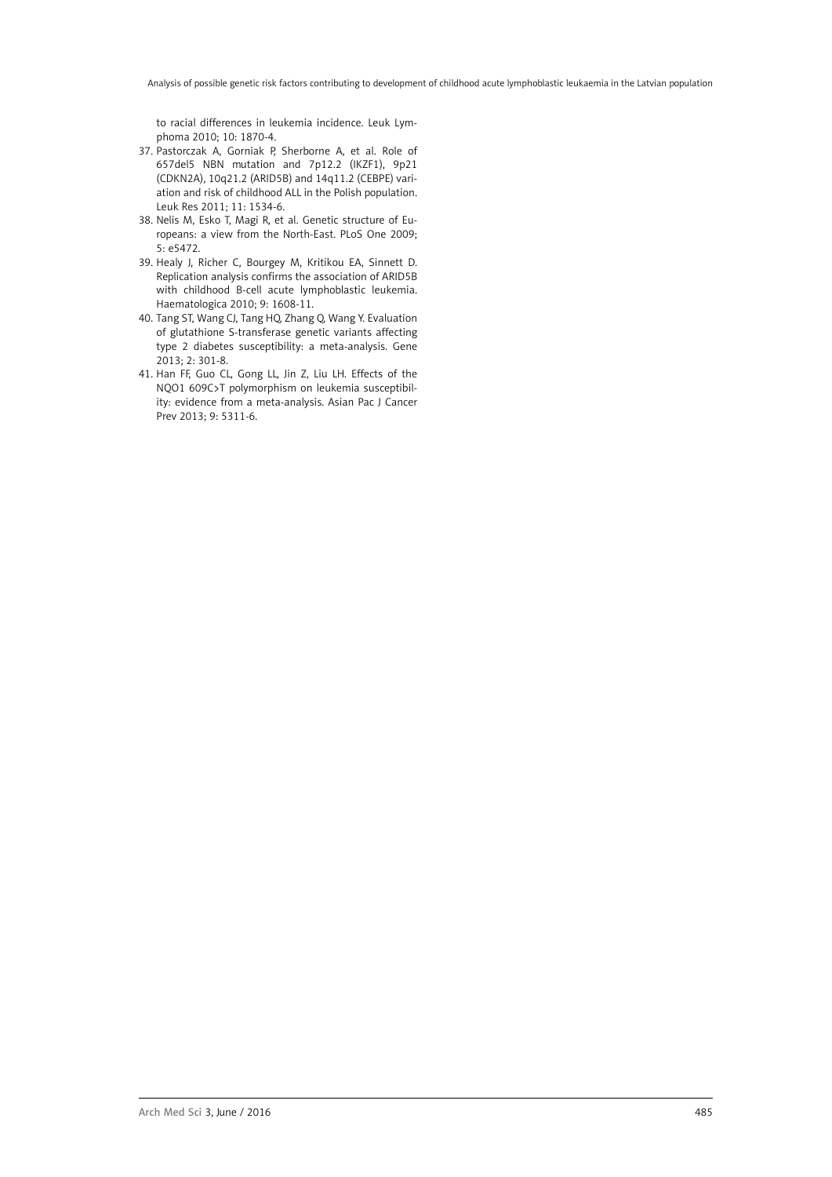to racial differences in leukemia incidence. Leuk Lymphoma 2010; 10: 1870-4.

37. Pastorczak A, Gorniak P, Sherborne A, et al. Role of 657del5 NBN mutation and 7p12.2 (IKZF1), 9p21 (CDKN2A), 10q21.2 (ARID5B) and 14q11.2 (CEBPE) variation and risk of childhood ALL in the Polish population. Leuk Res 2011; 11: 1534-6.
38. Nelis M, Esko T, Magi R, et al. Genetic structure of Europeans: a view from the North-East. PLoS One 2009; 5: e5472.
39. Healy J, Richer C, Bourgey M, Kritikou EA, Sinnett D. Replication analysis confirms the association of ARID5B with childhood B-cell acute lymphoblastic leukemia. Haematologica 2010; 9: 1608-11.
40. Tang ST, Wang CJ, Tang HQ, Zhang Q, Wang Y. Evaluation of glutathione S-transferase genetic variants affecting type 2 diabetes susceptibility: a meta-analysis. Gene 2013; 2: 301-8.
41. Han FF, Guo CL, Gong LL, Jin Z, Liu LH. Effects of the NQO1 609C>T polymorphism on leukemia susceptibility: evidence from a meta-analysis. Asian Pac J Cancer Prev 2013; 9: 5311-6.